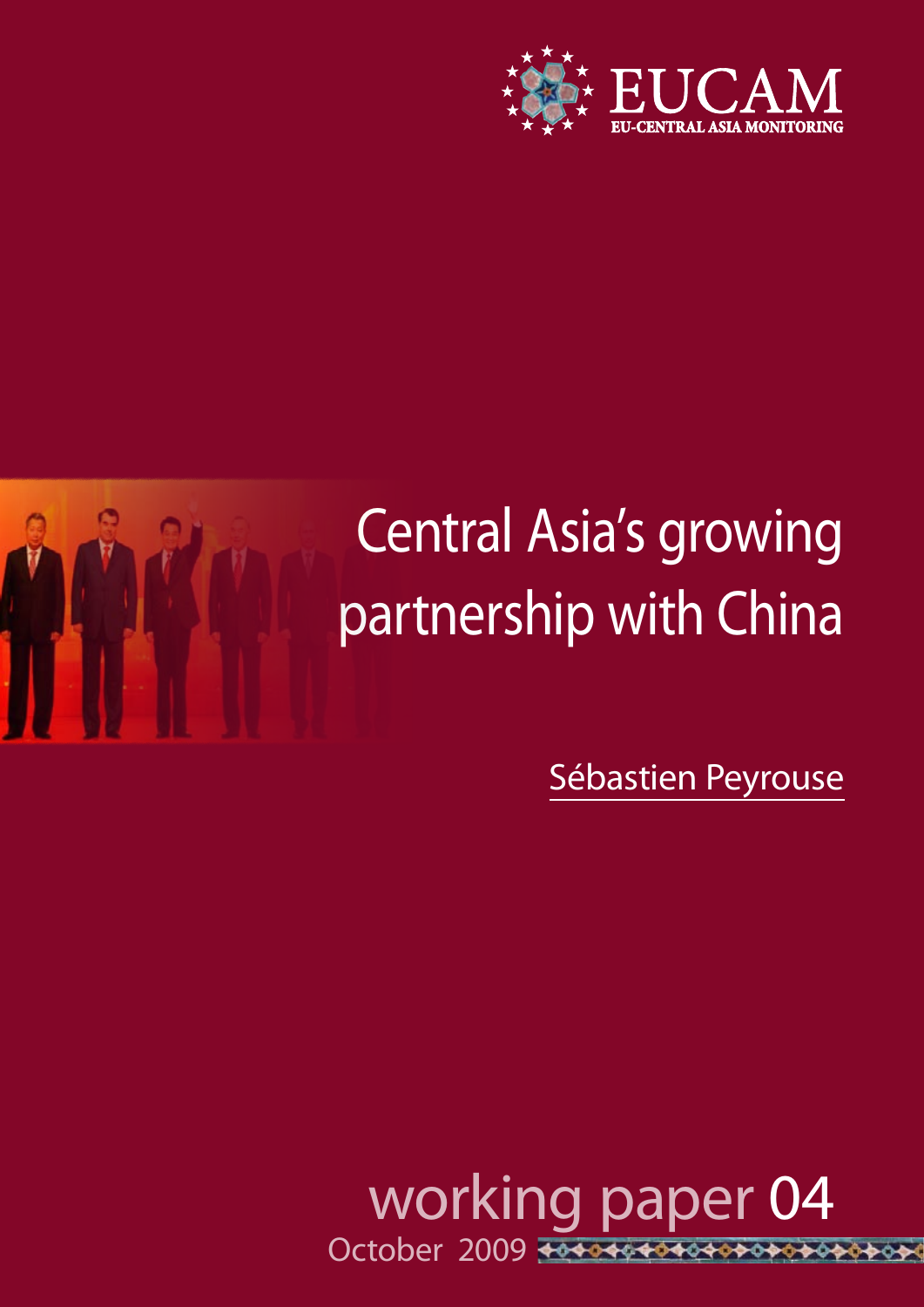EUCAM

EU-CENTRAL ASIA MONITORING

# Central Asia's growing partnership with China

Sébastien Peyrouse

working paper 04

October 2009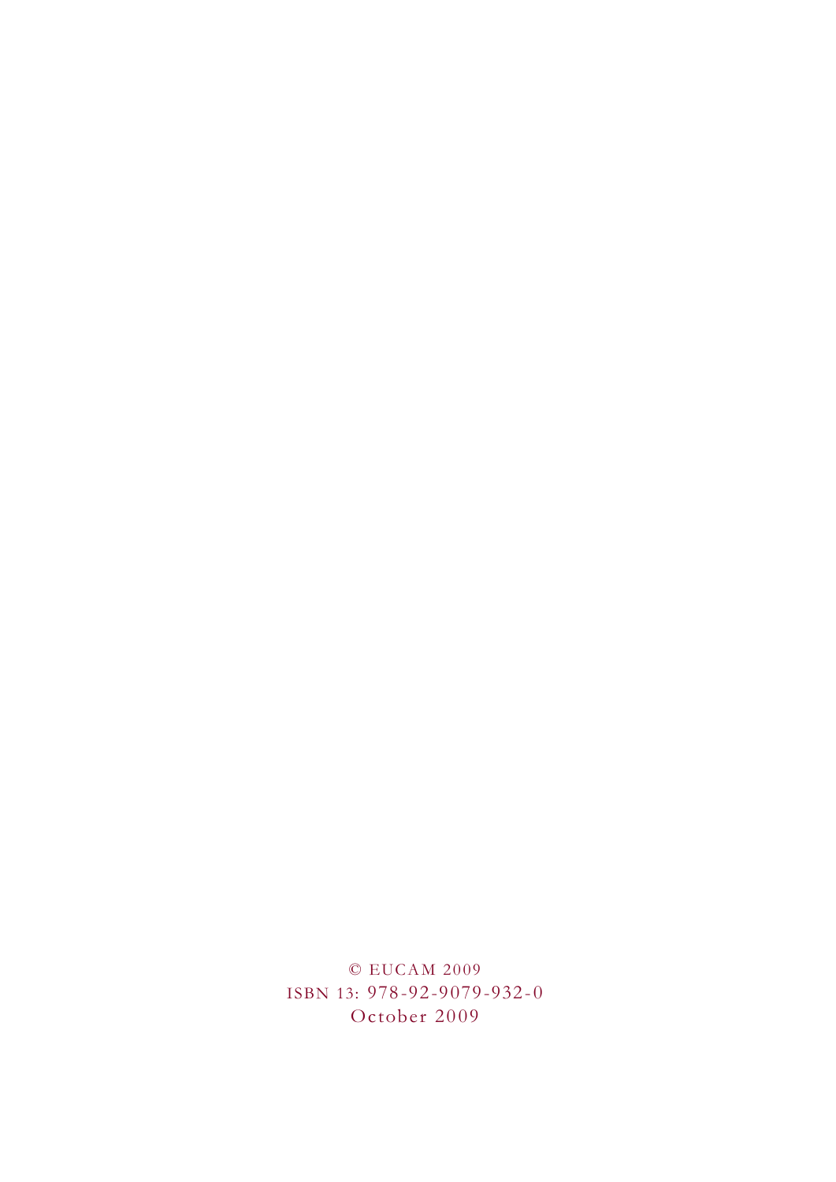© EUCAM 2009

ISBN 13: 978-92-9079-932-0

October 2009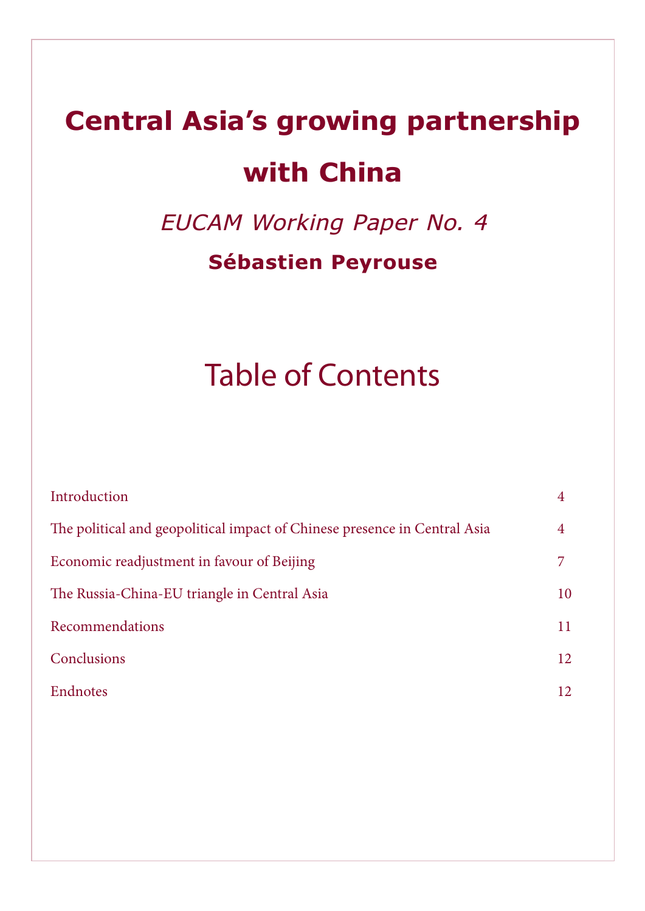# Central Asia's growing partnership with China

*EUCAM Working Paper No. 4*

**Sébastien Peyrouse**

## Table of Contents

| | |
|---|---|
| Introduction | 4 |
| The political and geopolitical impact of Chinese presence in Central Asia | 4 |
| Economic readjustment in favour of Beijing | 7 |
| The Russia-China-EU triangle in Central Asia | 10 |
| Recommendations | 11 |
| Conclusions | 12 |
| Endnotes | 12 |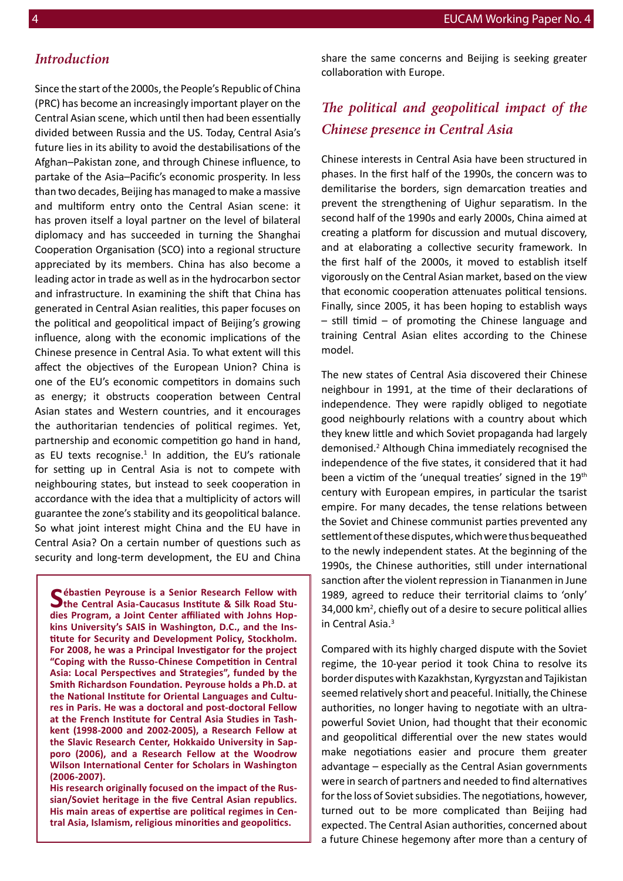## *Introduction*

Since the start of the 2000s, the People's Republic of China (PRC) has become an increasingly important player on the Central Asian scene, which until then had been essentially divided between Russia and the US. Today, Central Asia's future lies in its ability to avoid the destabilisations of the Afghan–Pakistan zone, and through Chinese influence, to partake of the Asia–Pacific's economic prosperity. In less than two decades, Beijing has managed to make a massive and multiform entry onto the Central Asian scene: it has proven itself a loyal partner on the level of bilateral diplomacy and has succeeded in turning the Shanghai Cooperation Organisation (SCO) into a regional structure appreciated by its members. China has also become a leading actor in trade as well as in the hydrocarbon sector and infrastructure. In examining the shift that China has generated in Central Asian realities, this paper focuses on the political and geopolitical impact of Beijing's growing influence, along with the economic implications of the Chinese presence in Central Asia. To what extent will this affect the objectives of the European Union? China is one of the EU's economic competitors in domains such as energy; it obstructs cooperation between Central Asian states and Western countries, and it encourages the authoritarian tendencies of political regimes. Yet, partnership and economic competition go hand in hand, as EU texts recognise.[1] In addition, the EU's rationale for setting up in Central Asia is not to compete with neighbouring states, but instead to seek cooperation in accordance with the idea that a multiplicity of actors will guarantee the zone's stability and its geopolitical balance. So what joint interest might China and the EU have in Central Asia? On a certain number of questions such as security and long-term development, the EU and China share the same concerns and Beijing is seeking greater collaboration with Europe.

**Sébastien Peyrouse is a Senior Research Fellow with the Central Asia-Caucasus Institute & Silk Road Studies Program, a Joint Center affiliated with Johns Hopkins University's SAIS in Washington, D.C., and the Institute for Security and Development Policy, Stockholm. For 2008, he was a Principal Investigator for the project "Coping with the Russo-Chinese Competition in Central Asia: Local Perspectives and Strategies", funded by the Smith Richardson Foundation. Peyrouse holds a Ph.D. at the National Institute for Oriental Languages and Cultures in Paris. He was a doctoral and post-doctoral Fellow at the French Institute for Central Asia Studies in Tashkent (1998-2000 and 2002-2005), a Research Fellow at the Slavic Research Center, Hokkaido University in Sapporo (2006), and a Research Fellow at the Woodrow Wilson International Center for Scholars in Washington (2006-2007).**

**His research originally focused on the impact of the Russian/Soviet heritage in the five Central Asian republics. His main areas of expertise are political regimes in Central Asia, Islamism, religious minorities and geopolitics.**

## *The political and geopolitical impact of the Chinese presence in Central Asia*

Chinese interests in Central Asia have been structured in phases. In the first half of the 1990s, the concern was to demilitarise the borders, sign demarcation treaties and prevent the strengthening of Uighur separatism. In the second half of the 1990s and early 2000s, China aimed at creating a platform for discussion and mutual discovery, and at elaborating a collective security framework. In the first half of the 2000s, it moved to establish itself vigorously on the Central Asian market, based on the view that economic cooperation attenuates political tensions. Finally, since 2005, it has been hoping to establish ways – still timid – of promoting the Chinese language and training Central Asian elites according to the Chinese model.

The new states of Central Asia discovered their Chinese neighbour in 1991, at the time of their declarations of independence. They were rapidly obliged to negotiate good neighbourly relations with a country about which they knew little and which Soviet propaganda had largely demonised.[2] Although China immediately recognised the independence of the five states, it considered that it had been a victim of the 'unequal treaties' signed in the 19th century with European empires, in particular the tsarist empire. For many decades, the tense relations between the Soviet and Chinese communist parties prevented any settlement of these disputes, which were thus bequeathed to the newly independent states. At the beginning of the 1990s, the Chinese authorities, still under international sanction after the violent repression in Tiananmen in June 1989, agreed to reduce their territorial claims to 'only' 34,000 km$^2$, chiefly out of a desire to secure political allies in Central Asia.[3]

Compared with its highly charged dispute with the Soviet regime, the 10-year period it took China to resolve its border disputes with Kazakhstan, Kyrgyzstan and Tajikistan seemed relatively short and peaceful. Initially, the Chinese authorities, no longer having to negotiate with an ultra-powerful Soviet Union, had thought that their economic and geopolitical differential over the new states would make negotiations easier and procure them greater advantage – especially as the Central Asian governments were in search of partners and needed to find alternatives for the loss of Soviet subsidies. The negotiations, however, turned out to be more complicated than Beijing had expected. The Central Asian authorities, concerned about a future Chinese hegemony after more than a century of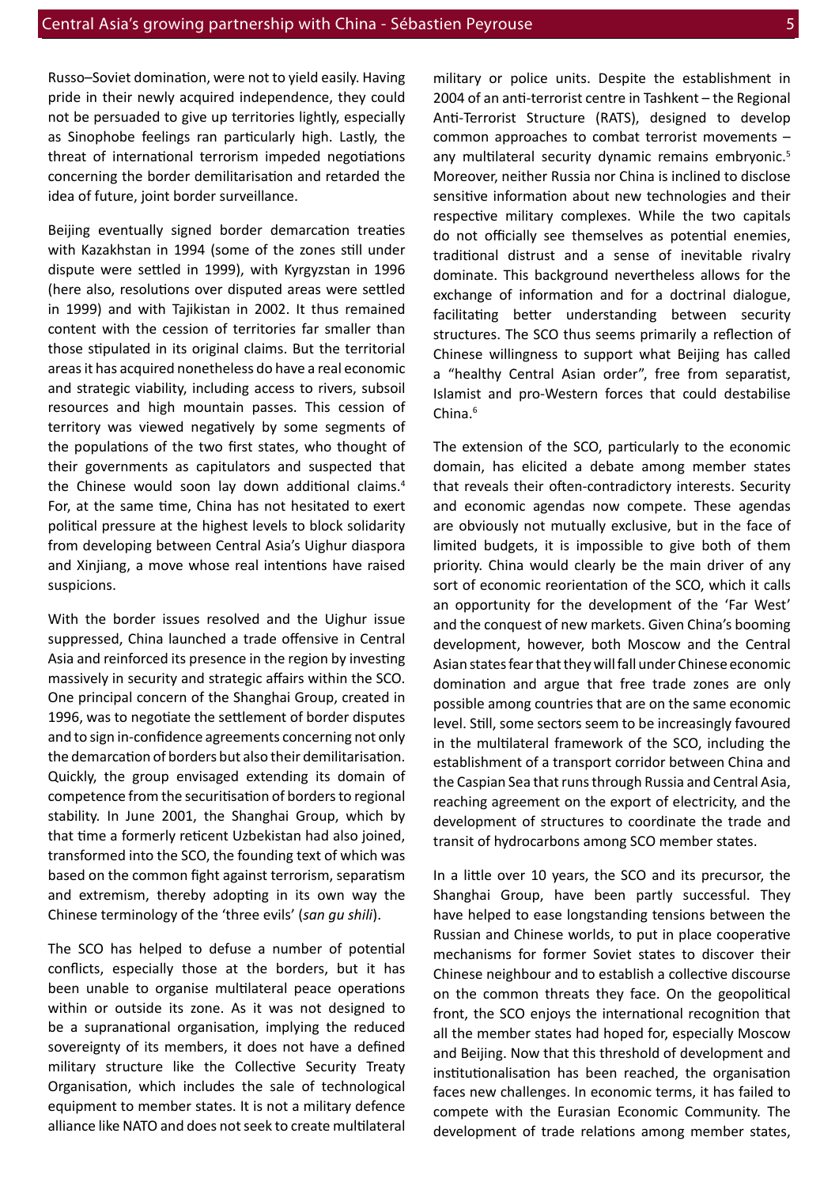Russo–Soviet domination, were not to yield easily. Having pride in their newly acquired independence, they could not be persuaded to give up territories lightly, especially as Sinophobe feelings ran particularly high. Lastly, the threat of international terrorism impeded negotiations concerning the border demilitarisation and retarded the idea of future, joint border surveillance.

Beijing eventually signed border demarcation treaties with Kazakhstan in 1994 (some of the zones still under dispute were settled in 1999), with Kyrgyzstan in 1996 (here also, resolutions over disputed areas were settled in 1999) and with Tajikistan in 2002. It thus remained content with the cession of territories far smaller than those stipulated in its original claims. But the territorial areas it has acquired nonetheless do have a real economic and strategic viability, including access to rivers, subsoil resources and high mountain passes. This cession of territory was viewed negatively by some segments of the populations of the two first states, who thought of their governments as capitulators and suspected that the Chinese would soon lay down additional claims.[4] For, at the same time, China has not hesitated to exert political pressure at the highest levels to block solidarity from developing between Central Asia's Uighur diaspora and Xinjiang, a move whose real intentions have raised suspicions.

With the border issues resolved and the Uighur issue suppressed, China launched a trade offensive in Central Asia and reinforced its presence in the region by investing massively in security and strategic affairs within the SCO. One principal concern of the Shanghai Group, created in 1996, was to negotiate the settlement of border disputes and to sign in-confidence agreements concerning not only the demarcation of borders but also their demilitarisation. Quickly, the group envisaged extending its domain of competence from the securitisation of borders to regional stability. In June 2001, the Shanghai Group, which by that time a formerly reticent Uzbekistan had also joined, transformed into the SCO, the founding text of which was based on the common fight against terrorism, separatism and extremism, thereby adopting in its own way the Chinese terminology of the 'three evils' (*san gu shili*).

The SCO has helped to defuse a number of potential conflicts, especially those at the borders, but it has been unable to organise multilateral peace operations within or outside its zone. As it was not designed to be a supranational organisation, implying the reduced sovereignty of its members, it does not have a defined military structure like the Collective Security Treaty Organisation, which includes the sale of technological equipment to member states. It is not a military defence alliance like NATO and does not seek to create multilateral military or police units. Despite the establishment in 2004 of an anti-terrorist centre in Tashkent – the Regional Anti-Terrorist Structure (RATS), designed to develop common approaches to combat terrorist movements – any multilateral security dynamic remains embryonic.[5] Moreover, neither Russia nor China is inclined to disclose sensitive information about new technologies and their respective military complexes. While the two capitals do not officially see themselves as potential enemies, traditional distrust and a sense of inevitable rivalry dominate. This background nevertheless allows for the exchange of information and for a doctrinal dialogue, facilitating better understanding between security structures. The SCO thus seems primarily a reflection of Chinese willingness to support what Beijing has called a "healthy Central Asian order", free from separatist, Islamist and pro-Western forces that could destabilise China.[6]

The extension of the SCO, particularly to the economic domain, has elicited a debate among member states that reveals their often-contradictory interests. Security and economic agendas now compete. These agendas are obviously not mutually exclusive, but in the face of limited budgets, it is impossible to give both of them priority. China would clearly be the main driver of any sort of economic reorientation of the SCO, which it calls an opportunity for the development of the 'Far West' and the conquest of new markets. Given China's booming development, however, both Moscow and the Central Asian states fear that they will fall under Chinese economic domination and argue that free trade zones are only possible among countries that are on the same economic level. Still, some sectors seem to be increasingly favoured in the multilateral framework of the SCO, including the establishment of a transport corridor between China and the Caspian Sea that runs through Russia and Central Asia, reaching agreement on the export of electricity, and the development of structures to coordinate the trade and transit of hydrocarbons among SCO member states.

In a little over 10 years, the SCO and its precursor, the Shanghai Group, have been partly successful. They have helped to ease longstanding tensions between the Russian and Chinese worlds, to put in place cooperative mechanisms for former Soviet states to discover their Chinese neighbour and to establish a collective discourse on the common threats they face. On the geopolitical front, the SCO enjoys the international recognition that all the member states had hoped for, especially Moscow and Beijing. Now that this threshold of development and institutionalisation has been reached, the organisation faces new challenges. In economic terms, it has failed to compete with the Eurasian Economic Community. The development of trade relations among member states,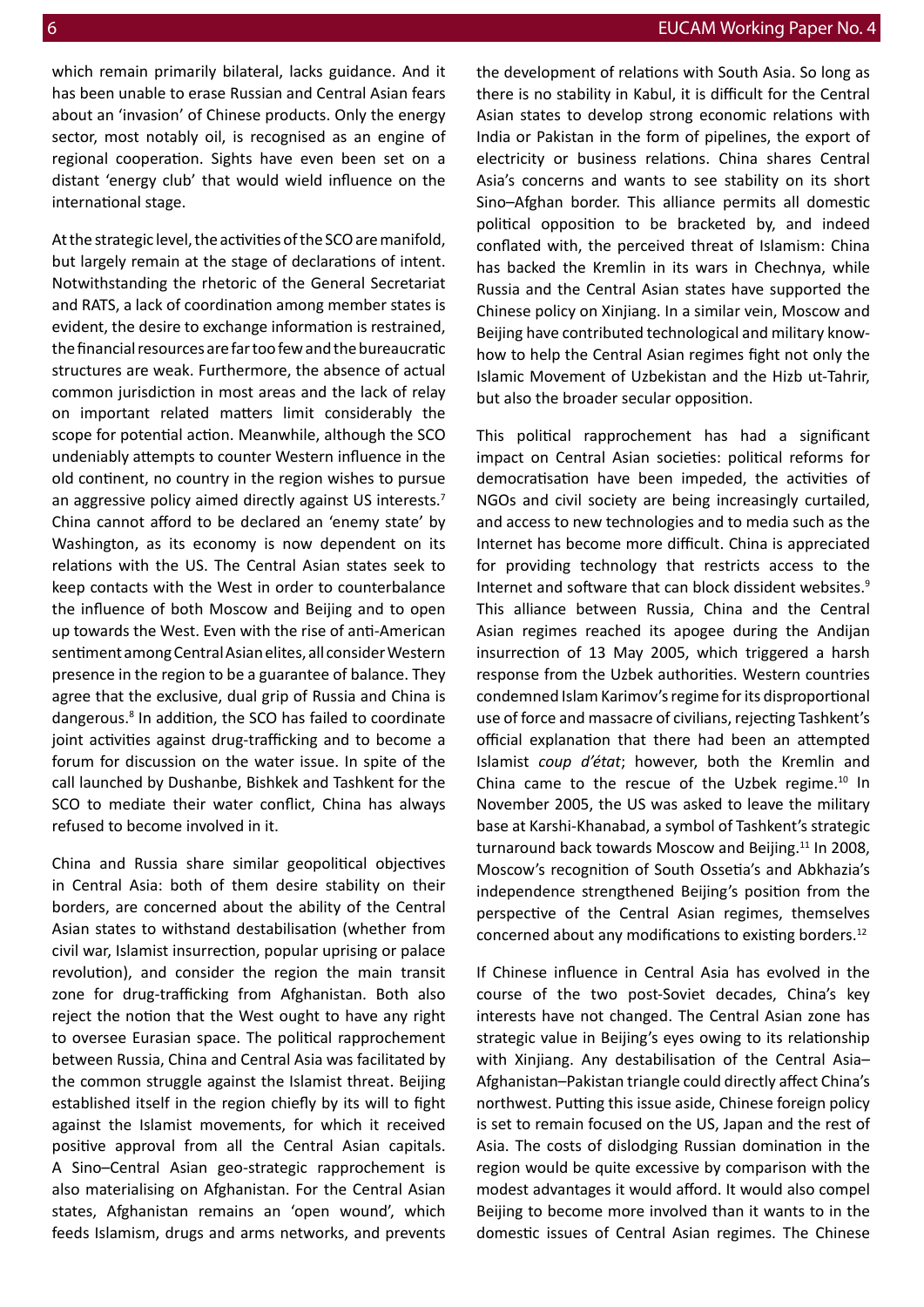which remain primarily bilateral, lacks guidance. And it has been unable to erase Russian and Central Asian fears about an 'invasion' of Chinese products. Only the energy sector, most notably oil, is recognised as an engine of regional cooperation. Sights have even been set on a distant 'energy club' that would wield influence on the international stage.

At the strategic level, the activities of the SCO are manifold, but largely remain at the stage of declarations of intent. Notwithstanding the rhetoric of the General Secretariat and RATS, a lack of coordination among member states is evident, the desire to exchange information is restrained, the financial resources are far too few and the bureaucratic structures are weak. Furthermore, the absence of actual common jurisdiction in most areas and the lack of relay on important related matters limit considerably the scope for potential action. Meanwhile, although the SCO undeniably attempts to counter Western influence in the old continent, no country in the region wishes to pursue an aggressive policy aimed directly against US interests.[7] China cannot afford to be declared an 'enemy state' by Washington, as its economy is now dependent on its relations with the US. The Central Asian states seek to keep contacts with the West in order to counterbalance the influence of both Moscow and Beijing and to open up towards the West. Even with the rise of anti-American sentiment among Central Asian elites, all consider Western presence in the region to be a guarantee of balance. They agree that the exclusive, dual grip of Russia and China is dangerous.[8] In addition, the SCO has failed to coordinate joint activities against drug-trafficking and to become a forum for discussion on the water issue. In spite of the call launched by Dushanbe, Bishkek and Tashkent for the SCO to mediate their water conflict, China has always refused to become involved in it.

China and Russia share similar geopolitical objectives in Central Asia: both of them desire stability on their borders, are concerned about the ability of the Central Asian states to withstand destabilisation (whether from civil war, Islamist insurrection, popular uprising or palace revolution), and consider the region the main transit zone for drug-trafficking from Afghanistan. Both also reject the notion that the West ought to have any right to oversee Eurasian space. The political rapprochement between Russia, China and Central Asia was facilitated by the common struggle against the Islamist threat. Beijing established itself in the region chiefly by its will to fight against the Islamist movements, for which it received positive approval from all the Central Asian capitals. A Sino–Central Asian geo-strategic rapprochement is also materialising on Afghanistan. For the Central Asian states, Afghanistan remains an 'open wound', which feeds Islamism, drugs and arms networks, and prevents the development of relations with South Asia. So long as there is no stability in Kabul, it is difficult for the Central Asian states to develop strong economic relations with India or Pakistan in the form of pipelines, the export of electricity or business relations. China shares Central Asia's concerns and wants to see stability on its short Sino–Afghan border. This alliance permits all domestic political opposition to be bracketed by, and indeed conflated with, the perceived threat of Islamism: China has backed the Kremlin in its wars in Chechnya, while Russia and the Central Asian states have supported the Chinese policy on Xinjiang. In a similar vein, Moscow and Beijing have contributed technological and military know-how to help the Central Asian regimes fight not only the Islamic Movement of Uzbekistan and the Hizb ut-Tahrir, but also the broader secular opposition.

This political rapprochement has had a significant impact on Central Asian societies: political reforms for democratisation have been impeded, the activities of NGOs and civil society are being increasingly curtailed, and access to new technologies and to media such as the Internet has become more difficult. China is appreciated for providing technology that restricts access to the Internet and software that can block dissident websites.[9] This alliance between Russia, China and the Central Asian regimes reached its apogee during the Andijan insurrection of 13 May 2005, which triggered a harsh response from the Uzbek authorities. Western countries condemned Islam Karimov's regime for its disproportional use of force and massacre of civilians, rejecting Tashkent's official explanation that there had been an attempted Islamist *coup d'état*; however, both the Kremlin and China came to the rescue of the Uzbek regime.[10] In November 2005, the US was asked to leave the military base at Karshi-Khanabad, a symbol of Tashkent's strategic turnaround back towards Moscow and Beijing.[11] In 2008, Moscow's recognition of South Ossetia's and Abkhazia's independence strengthened Beijing's position from the perspective of the Central Asian regimes, themselves concerned about any modifications to existing borders.[12]

If Chinese influence in Central Asia has evolved in the course of the two post-Soviet decades, China's key interests have not changed. The Central Asian zone has strategic value in Beijing's eyes owing to its relationship with Xinjiang. Any destabilisation of the Central Asia–Afghanistan–Pakistan triangle could directly affect China's northwest. Putting this issue aside, Chinese foreign policy is set to remain focused on the US, Japan and the rest of Asia. The costs of dislodging Russian domination in the region would be quite excessive by comparison with the modest advantages it would afford. It would also compel Beijing to become more involved than it wants to in the domestic issues of Central Asian regimes. The Chinese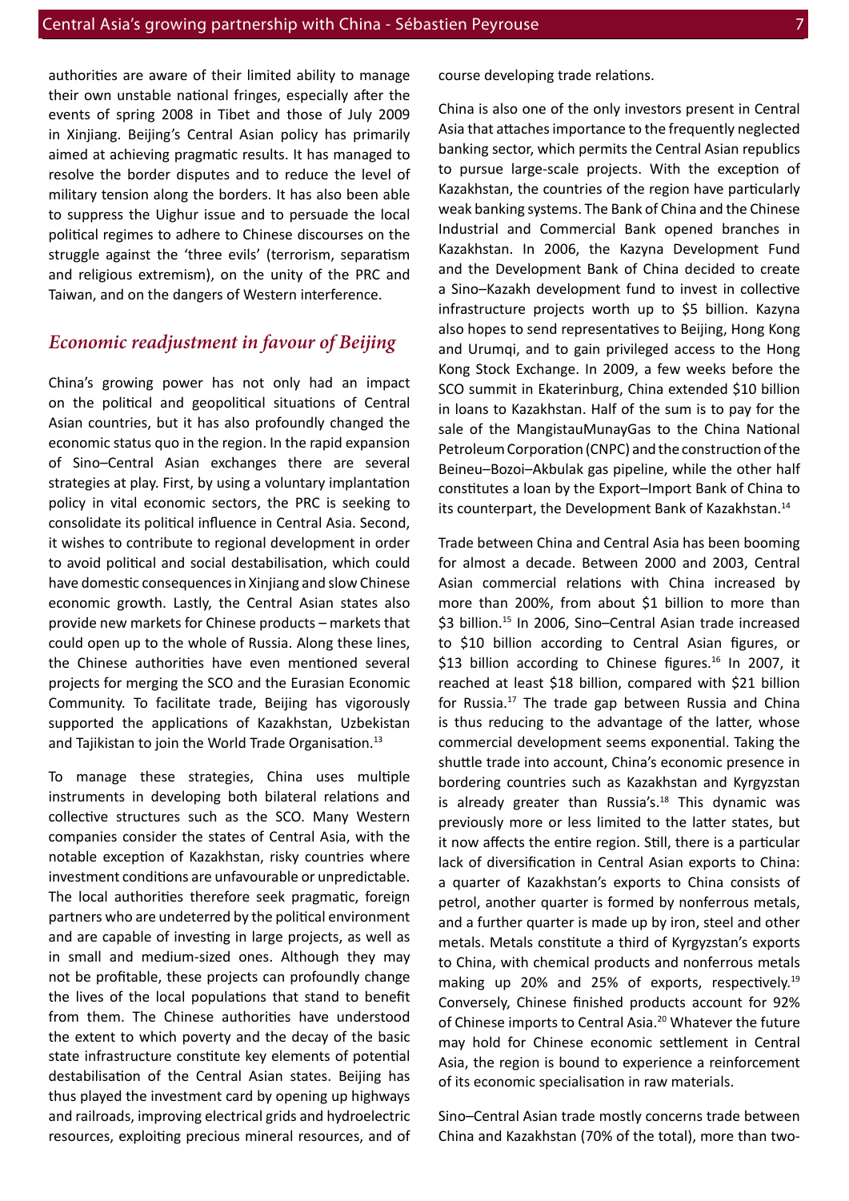authorities are aware of their limited ability to manage their own unstable national fringes, especially after the events of spring 2008 in Tibet and those of July 2009 in Xinjiang. Beijing's Central Asian policy has primarily aimed at achieving pragmatic results. It has managed to resolve the border disputes and to reduce the level of military tension along the borders. It has also been able to suppress the Uighur issue and to persuade the local political regimes to adhere to Chinese discourses on the struggle against the 'three evils' (terrorism, separatism and religious extremism), on the unity of the PRC and Taiwan, and on the dangers of Western interference.

## *Economic readjustment in favour of Beijing*

China's growing power has not only had an impact on the political and geopolitical situations of Central Asian countries, but it has also profoundly changed the economic status quo in the region. In the rapid expansion of Sino–Central Asian exchanges there are several strategies at play. First, by using a voluntary implantation policy in vital economic sectors, the PRC is seeking to consolidate its political influence in Central Asia. Second, it wishes to contribute to regional development in order to avoid political and social destabilisation, which could have domestic consequences in Xinjiang and slow Chinese economic growth. Lastly, the Central Asian states also provide new markets for Chinese products – markets that could open up to the whole of Russia. Along these lines, the Chinese authorities have even mentioned several projects for merging the SCO and the Eurasian Economic Community. To facilitate trade, Beijing has vigorously supported the applications of Kazakhstan, Uzbekistan and Tajikistan to join the World Trade Organisation.[13]

To manage these strategies, China uses multiple instruments in developing both bilateral relations and collective structures such as the SCO. Many Western companies consider the states of Central Asia, with the notable exception of Kazakhstan, risky countries where investment conditions are unfavourable or unpredictable. The local authorities therefore seek pragmatic, foreign partners who are undeterred by the political environment and are capable of investing in large projects, as well as in small and medium-sized ones. Although they may not be profitable, these projects can profoundly change the lives of the local populations that stand to benefit from them. The Chinese authorities have understood the extent to which poverty and the decay of the basic state infrastructure constitute key elements of potential destabilisation of the Central Asian states. Beijing has thus played the investment card by opening up highways and railroads, improving electrical grids and hydroelectric resources, exploiting precious mineral resources, and of course developing trade relations.

China is also one of the only investors present in Central Asia that attaches importance to the frequently neglected banking sector, which permits the Central Asian republics to pursue large-scale projects. With the exception of Kazakhstan, the countries of the region have particularly weak banking systems. The Bank of China and the Chinese Industrial and Commercial Bank opened branches in Kazakhstan. In 2006, the Kazyna Development Fund and the Development Bank of China decided to create a Sino–Kazakh development fund to invest in collective infrastructure projects worth up to $5 billion. Kazyna also hopes to send representatives to Beijing, Hong Kong and Urumqi, and to gain privileged access to the Hong Kong Stock Exchange. In 2009, a few weeks before the SCO summit in Ekaterinburg, China extended $10 billion in loans to Kazakhstan. Half of the sum is to pay for the sale of the MangistauMunayGas to the China National Petroleum Corporation (CNPC) and the construction of the Beineu–Bozoi–Akbulak gas pipeline, while the other half constitutes a loan by the Export–Import Bank of China to its counterpart, the Development Bank of Kazakhstan.[14]

Trade between China and Central Asia has been booming for almost a decade. Between 2000 and 2003, Central Asian commercial relations with China increased by more than 200%, from about $1 billion to more than $3 billion.[15] In 2006, Sino–Central Asian trade increased to $10 billion according to Central Asian figures, or $13 billion according to Chinese figures.[16] In 2007, it reached at least $18 billion, compared with $21 billion for Russia.[17] The trade gap between Russia and China is thus reducing to the advantage of the latter, whose commercial development seems exponential. Taking the shuttle trade into account, China's economic presence in bordering countries such as Kazakhstan and Kyrgyzstan is already greater than Russia's.[18] This dynamic was previously more or less limited to the latter states, but it now affects the entire region. Still, there is a particular lack of diversification in Central Asian exports to China: a quarter of Kazakhstan's exports to China consists of petrol, another quarter is formed by nonferrous metals, and a further quarter is made up by iron, steel and other metals. Metals constitute a third of Kyrgyzstan's exports to China, with chemical products and nonferrous metals making up 20% and 25% of exports, respectively.[19] Conversely, Chinese finished products account for 92% of Chinese imports to Central Asia.[20] Whatever the future may hold for Chinese economic settlement in Central Asia, the region is bound to experience a reinforcement of its economic specialisation in raw materials.

Sino–Central Asian trade mostly concerns trade between China and Kazakhstan (70% of the total), more than two-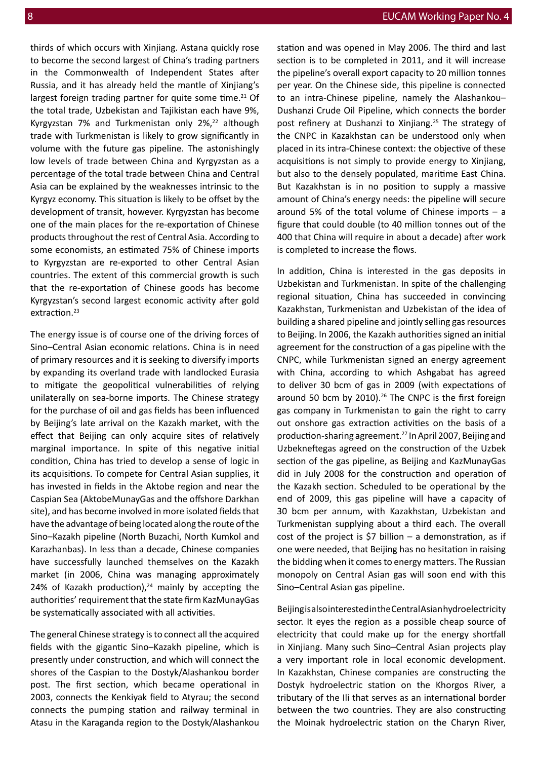thirds of which occurs with Xinjiang. Astana quickly rose to become the second largest of China's trading partners in the Commonwealth of Independent States after Russia, and it has already held the mantle of Xinjiang's largest foreign trading partner for quite some time.[21] Of the total trade, Uzbekistan and Tajikistan each have 9%, Kyrgyzstan 7% and Turkmenistan only 2%,[22] although trade with Turkmenistan is likely to grow significantly in volume with the future gas pipeline. The astonishingly low levels of trade between China and Kyrgyzstan as a percentage of the total trade between China and Central Asia can be explained by the weaknesses intrinsic to the Kyrgyz economy. This situation is likely to be offset by the development of transit, however. Kyrgyzstan has become one of the main places for the re-exportation of Chinese products throughout the rest of Central Asia. According to some economists, an estimated 75% of Chinese imports to Kyrgyzstan are re-exported to other Central Asian countries. The extent of this commercial growth is such that the re-exportation of Chinese goods has become Kyrgyzstan's second largest economic activity after gold extraction.[23]

The energy issue is of course one of the driving forces of Sino–Central Asian economic relations. China is in need of primary resources and it is seeking to diversify imports by expanding its overland trade with landlocked Eurasia to mitigate the geopolitical vulnerabilities of relying unilaterally on sea-borne imports. The Chinese strategy for the purchase of oil and gas fields has been influenced by Beijing's late arrival on the Kazakh market, with the effect that Beijing can only acquire sites of relatively marginal importance. In spite of this negative initial condition, China has tried to develop a sense of logic in its acquisitions. To compete for Central Asian supplies, it has invested in fields in the Aktobe region and near the Caspian Sea (AktobeMunayGas and the offshore Darkhan site), and has become involved in more isolated fields that have the advantage of being located along the route of the Sino–Kazakh pipeline (North Buzachi, North Kumkol and Karazhanbas). In less than a decade, Chinese companies have successfully launched themselves on the Kazakh market (in 2006, China was managing approximately 24% of Kazakh production),[24] mainly by accepting the authorities' requirement that the state firm KazMunayGas be systematically associated with all activities.

The general Chinese strategy is to connect all the acquired fields with the gigantic Sino–Kazakh pipeline, which is presently under construction, and which will connect the shores of the Caspian to the Dostyk/Alashankou border post. The first section, which became operational in 2003, connects the Kenkiyak field to Atyrau; the second connects the pumping station and railway terminal in Atasu in the Karaganda region to the Dostyk/Alashankou station and was opened in May 2006. The third and last section is to be completed in 2011, and it will increase the pipeline's overall export capacity to 20 million tonnes per year. On the Chinese side, this pipeline is connected to an intra-Chinese pipeline, namely the Alashankou–Dushanzi Crude Oil Pipeline, which connects the border post refinery at Dushanzi to Xinjiang.[25] The strategy of the CNPC in Kazakhstan can be understood only when placed in its intra-Chinese context: the objective of these acquisitions is not simply to provide energy to Xinjiang, but also to the densely populated, maritime East China. But Kazakhstan is in no position to supply a massive amount of China's energy needs: the pipeline will secure around 5% of the total volume of Chinese imports – a figure that could double (to 40 million tonnes out of the 400 that China will require in about a decade) after work is completed to increase the flows.

In addition, China is interested in the gas deposits in Uzbekistan and Turkmenistan. In spite of the challenging regional situation, China has succeeded in convincing Kazakhstan, Turkmenistan and Uzbekistan of the idea of building a shared pipeline and jointly selling gas resources to Beijing. In 2006, the Kazakh authorities signed an initial agreement for the construction of a gas pipeline with the CNPC, while Turkmenistan signed an energy agreement with China, according to which Ashgabat has agreed to deliver 30 bcm of gas in 2009 (with expectations of around 50 bcm by 2010).[26] The CNPC is the first foreign gas company in Turkmenistan to gain the right to carry out onshore gas extraction activities on the basis of a production-sharing agreement.[27] In April 2007, Beijing and Uzbekneftegas agreed on the construction of the Uzbek section of the gas pipeline, as Beijing and KazMunayGas did in July 2008 for the construction and operation of the Kazakh section. Scheduled to be operational by the end of 2009, this gas pipeline will have a capacity of 30 bcm per annum, with Kazakhstan, Uzbekistan and Turkmenistan supplying about a third each. The overall cost of the project is \$7 billion – a demonstration, as if one were needed, that Beijing has no hesitation in raising the bidding when it comes to energy matters. The Russian monopoly on Central Asian gas will soon end with this Sino–Central Asian gas pipeline.

Beijing is also interested in the Central Asian hydroelectricity sector. It eyes the region as a possible cheap source of electricity that could make up for the energy shortfall in Xinjiang. Many such Sino–Central Asian projects play a very important role in local economic development. In Kazakhstan, Chinese companies are constructing the Dostyk hydroelectric station on the Khorgos River, a tributary of the Ili that serves as an international border between the two countries. They are also constructing the Moinak hydroelectric station on the Charyn River,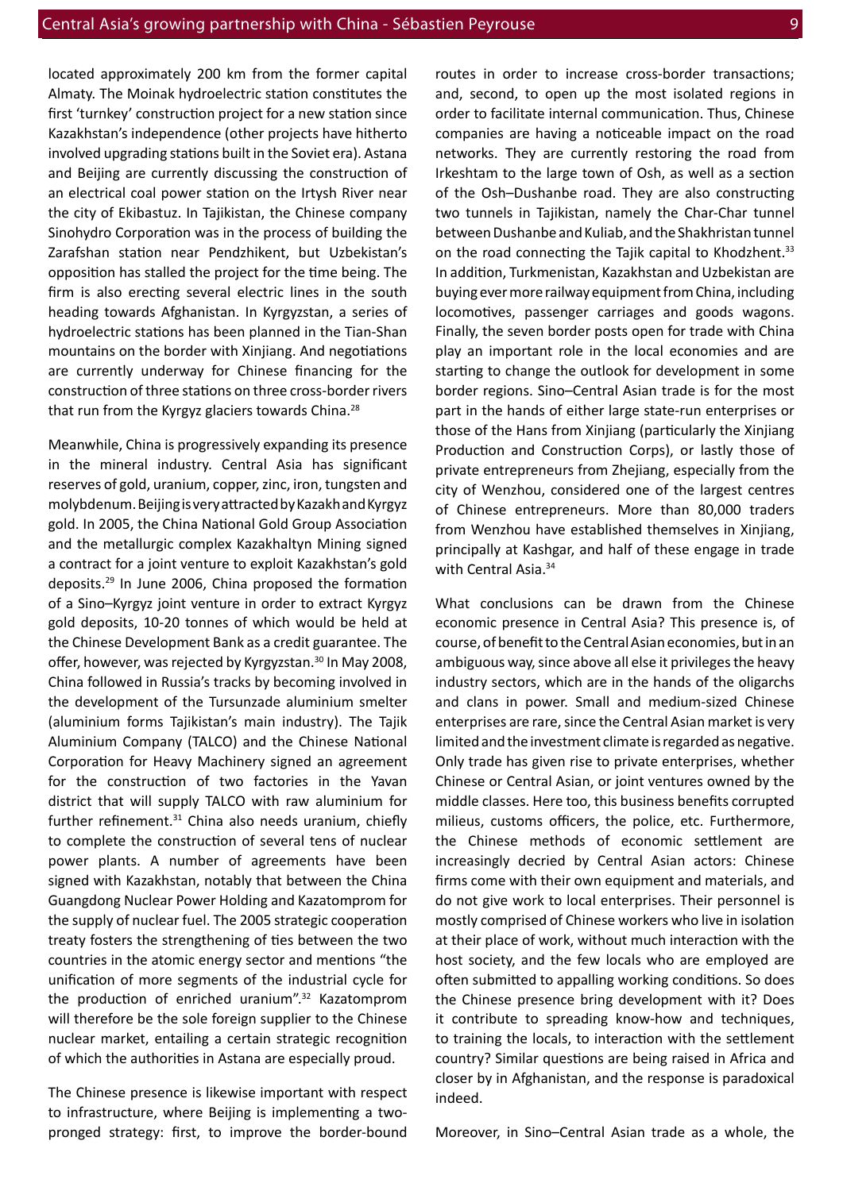located approximately 200 km from the former capital Almaty. The Moinak hydroelectric station constitutes the first 'turnkey' construction project for a new station since Kazakhstan's independence (other projects have hitherto involved upgrading stations built in the Soviet era). Astana and Beijing are currently discussing the construction of an electrical coal power station on the Irtysh River near the city of Ekibastuz. In Tajikistan, the Chinese company Sinohydro Corporation was in the process of building the Zarafshan station near Pendzhikent, but Uzbekistan's opposition has stalled the project for the time being. The firm is also erecting several electric lines in the south heading towards Afghanistan. In Kyrgyzstan, a series of hydroelectric stations has been planned in the Tian-Shan mountains on the border with Xinjiang. And negotiations are currently underway for Chinese financing for the construction of three stations on three cross-border rivers that run from the Kyrgyz glaciers towards China.[28]

Meanwhile, China is progressively expanding its presence in the mineral industry. Central Asia has significant reserves of gold, uranium, copper, zinc, iron, tungsten and molybdenum. Beijing is very attracted by Kazakh and Kyrgyz gold. In 2005, the China National Gold Group Association and the metallurgic complex Kazakhaltyn Mining signed a contract for a joint venture to exploit Kazakhstan's gold deposits.[29] In June 2006, China proposed the formation of a Sino–Kyrgyz joint venture in order to extract Kyrgyz gold deposits, 10-20 tonnes of which would be held at the Chinese Development Bank as a credit guarantee. The offer, however, was rejected by Kyrgyzstan.[30] In May 2008, China followed in Russia's tracks by becoming involved in the development of the Tursunzade aluminium smelter (aluminium forms Tajikistan's main industry). The Tajik Aluminium Company (TALCO) and the Chinese National Corporation for Heavy Machinery signed an agreement for the construction of two factories in the Yavan district that will supply TALCO with raw aluminium for further refinement.[31] China also needs uranium, chiefly to complete the construction of several tens of nuclear power plants. A number of agreements have been signed with Kazakhstan, notably that between the China Guangdong Nuclear Power Holding and Kazatomprom for the supply of nuclear fuel. The 2005 strategic cooperation treaty fosters the strengthening of ties between the two countries in the atomic energy sector and mentions "the unification of more segments of the industrial cycle for the production of enriched uranium".[32] Kazatomprom will therefore be the sole foreign supplier to the Chinese nuclear market, entailing a certain strategic recognition of which the authorities in Astana are especially proud.

The Chinese presence is likewise important with respect to infrastructure, where Beijing is implementing a two-pronged strategy: first, to improve the border-bound routes in order to increase cross-border transactions; and, second, to open up the most isolated regions in order to facilitate internal communication. Thus, Chinese companies are having a noticeable impact on the road networks. They are currently restoring the road from Irkeshtam to the large town of Osh, as well as a section of the Osh–Dushanbe road. They are also constructing two tunnels in Tajikistan, namely the Char-Char tunnel between Dushanbe and Kuliab, and the Shakhristan tunnel on the road connecting the Tajik capital to Khodzhent.[33] In addition, Turkmenistan, Kazakhstan and Uzbekistan are buying ever more railway equipment from China, including locomotives, passenger carriages and goods wagons. Finally, the seven border posts open for trade with China play an important role in the local economies and are starting to change the outlook for development in some border regions. Sino–Central Asian trade is for the most part in the hands of either large state-run enterprises or those of the Hans from Xinjiang (particularly the Xinjiang Production and Construction Corps), or lastly those of private entrepreneurs from Zhejiang, especially from the city of Wenzhou, considered one of the largest centres of Chinese entrepreneurs. More than 80,000 traders from Wenzhou have established themselves in Xinjiang, principally at Kashgar, and half of these engage in trade with Central Asia.[34]

What conclusions can be drawn from the Chinese economic presence in Central Asia? This presence is, of course, of benefit to the Central Asian economies, but in an ambiguous way, since above all else it privileges the heavy industry sectors, which are in the hands of the oligarchs and clans in power. Small and medium-sized Chinese enterprises are rare, since the Central Asian market is very limited and the investment climate is regarded as negative. Only trade has given rise to private enterprises, whether Chinese or Central Asian, or joint ventures owned by the middle classes. Here too, this business benefits corrupted milieus, customs officers, the police, etc. Furthermore, the Chinese methods of economic settlement are increasingly decried by Central Asian actors: Chinese firms come with their own equipment and materials, and do not give work to local enterprises. Their personnel is mostly comprised of Chinese workers who live in isolation at their place of work, without much interaction with the host society, and the few locals who are employed are often submitted to appalling working conditions. So does the Chinese presence bring development with it? Does it contribute to spreading know-how and techniques, to training the locals, to interaction with the settlement country? Similar questions are being raised in Africa and closer by in Afghanistan, and the response is paradoxical indeed.

Moreover, in Sino–Central Asian trade as a whole, the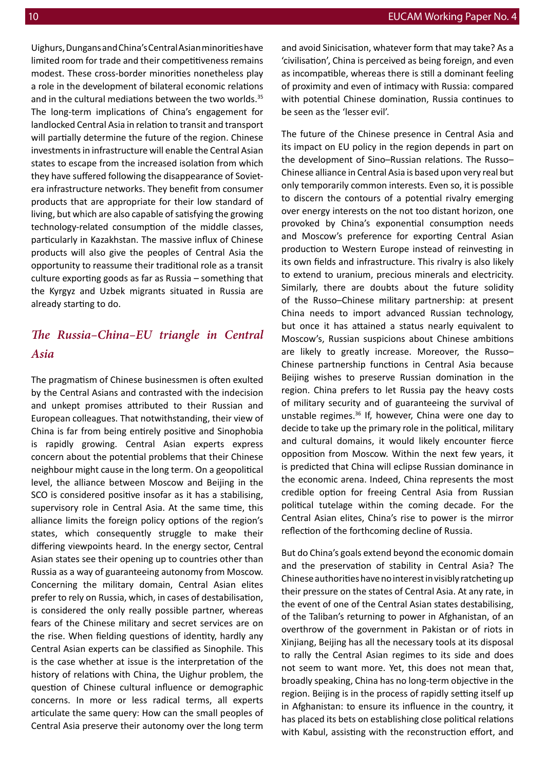Uighurs, Dungans and China's Central Asian minorities have limited room for trade and their competitiveness remains modest. These cross-border minorities nonetheless play a role in the development of bilateral economic relations and in the cultural mediations between the two worlds.[35] The long-term implications of China's engagement for landlocked Central Asia in relation to transit and transport will partially determine the future of the region. Chinese investments in infrastructure will enable the Central Asian states to escape from the increased isolation from which they have suffered following the disappearance of Soviet-era infrastructure networks. They benefit from consumer products that are appropriate for their low standard of living, but which are also capable of satisfying the growing technology-related consumption of the middle classes, particularly in Kazakhstan. The massive influx of Chinese products will also give the peoples of Central Asia the opportunity to reassume their traditional role as a transit culture exporting goods as far as Russia – something that the Kyrgyz and Uzbek migrants situated in Russia are already starting to do.

## *The Russia–China–EU triangle in Central Asia*

The pragmatism of Chinese businessmen is often exulted by the Central Asians and contrasted with the indecision and unkept promises attributed to their Russian and European colleagues. That notwithstanding, their view of China is far from being entirely positive and Sinophobia is rapidly growing. Central Asian experts express concern about the potential problems that their Chinese neighbour might cause in the long term. On a geopolitical level, the alliance between Moscow and Beijing in the SCO is considered positive insofar as it has a stabilising, supervisory role in Central Asia. At the same time, this alliance limits the foreign policy options of the region's states, which consequently struggle to make their differing viewpoints heard. In the energy sector, Central Asian states see their opening up to countries other than Russia as a way of guaranteeing autonomy from Moscow. Concerning the military domain, Central Asian elites prefer to rely on Russia, which, in cases of destabilisation, is considered the only really possible partner, whereas fears of the Chinese military and secret services are on the rise. When fielding questions of identity, hardly any Central Asian experts can be classified as Sinophile. This is the case whether at issue is the interpretation of the history of relations with China, the Uighur problem, the question of Chinese cultural influence or demographic concerns. In more or less radical terms, all experts articulate the same query: How can the small peoples of Central Asia preserve their autonomy over the long term and avoid Sinicisation, whatever form that may take? As a 'civilisation', China is perceived as being foreign, and even as incompatible, whereas there is still a dominant feeling of proximity and even of intimacy with Russia: compared with potential Chinese domination, Russia continues to be seen as the 'lesser evil'.

The future of the Chinese presence in Central Asia and its impact on EU policy in the region depends in part on the development of Sino–Russian relations. The Russo–Chinese alliance in Central Asia is based upon very real but only temporarily common interests. Even so, it is possible to discern the contours of a potential rivalry emerging over energy interests on the not too distant horizon, one provoked by China's exponential consumption needs and Moscow's preference for exporting Central Asian production to Western Europe instead of reinvesting in its own fields and infrastructure. This rivalry is also likely to extend to uranium, precious minerals and electricity. Similarly, there are doubts about the future solidity of the Russo–Chinese military partnership: at present China needs to import advanced Russian technology, but once it has attained a status nearly equivalent to Moscow's, Russian suspicions about Chinese ambitions are likely to greatly increase. Moreover, the Russo–Chinese partnership functions in Central Asia because Beijing wishes to preserve Russian domination in the region. China prefers to let Russia pay the heavy costs of military security and of guaranteeing the survival of unstable regimes.[36] If, however, China were one day to decide to take up the primary role in the political, military and cultural domains, it would likely encounter fierce opposition from Moscow. Within the next few years, it is predicted that China will eclipse Russian dominance in the economic arena. Indeed, China represents the most credible option for freeing Central Asia from Russian political tutelage within the coming decade. For the Central Asian elites, China's rise to power is the mirror reflection of the forthcoming decline of Russia.

But do China's goals extend beyond the economic domain and the preservation of stability in Central Asia? The Chinese authorities have no interest in visibly ratcheting up their pressure on the states of Central Asia. At any rate, in the event of one of the Central Asian states destabilising, of the Taliban's returning to power in Afghanistan, of an overthrow of the government in Pakistan or of riots in Xinjiang, Beijing has all the necessary tools at its disposal to rally the Central Asian regimes to its side and does not seem to want more. Yet, this does not mean that, broadly speaking, China has no long-term objective in the region. Beijing is in the process of rapidly setting itself up in Afghanistan: to ensure its influence in the country, it has placed its bets on establishing close political relations with Kabul, assisting with the reconstruction effort, and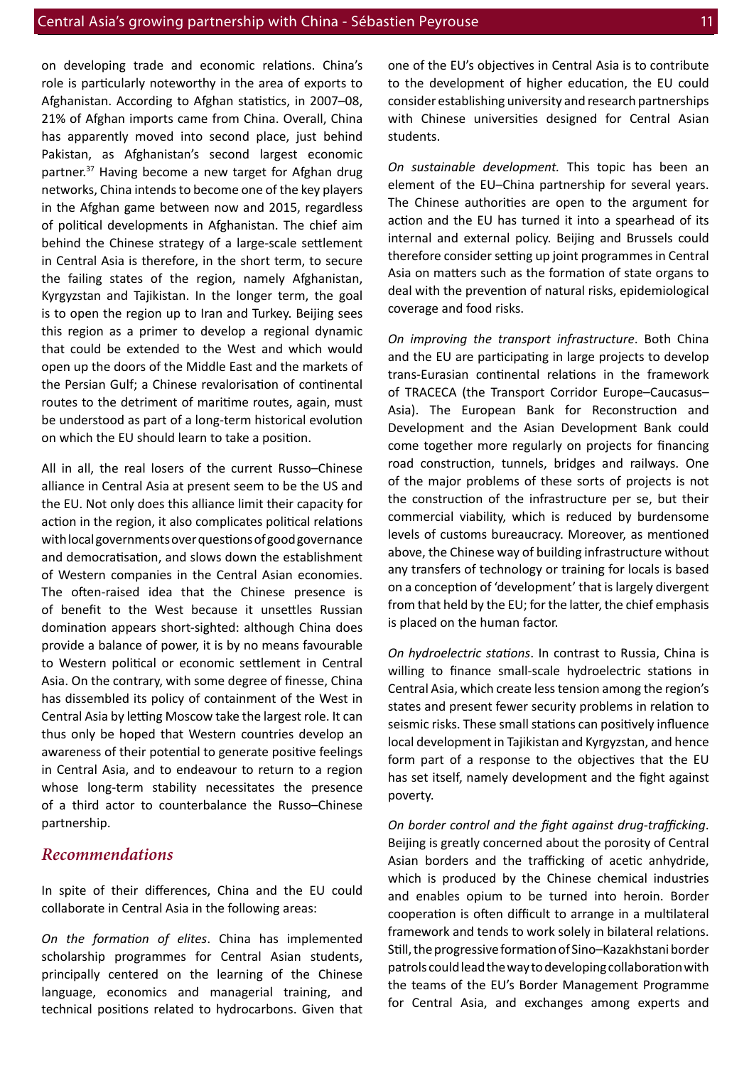on developing trade and economic relations. China's role is particularly noteworthy in the area of exports to Afghanistan. According to Afghan statistics, in 2007–08, 21% of Afghan imports came from China. Overall, China has apparently moved into second place, just behind Pakistan, as Afghanistan's second largest economic partner.[37] Having become a new target for Afghan drug networks, China intends to become one of the key players in the Afghan game between now and 2015, regardless of political developments in Afghanistan. The chief aim behind the Chinese strategy of a large-scale settlement in Central Asia is therefore, in the short term, to secure the failing states of the region, namely Afghanistan, Kyrgyzstan and Tajikistan. In the longer term, the goal is to open the region up to Iran and Turkey. Beijing sees this region as a primer to develop a regional dynamic that could be extended to the West and which would open up the doors of the Middle East and the markets of the Persian Gulf; a Chinese revalorisation of continental routes to the detriment of maritime routes, again, must be understood as part of a long-term historical evolution on which the EU should learn to take a position.

All in all, the real losers of the current Russo–Chinese alliance in Central Asia at present seem to be the US and the EU. Not only does this alliance limit their capacity for action in the region, it also complicates political relations with local governments over questions of good governance and democratisation, and slows down the establishment of Western companies in the Central Asian economies. The often-raised idea that the Chinese presence is of benefit to the West because it unsettles Russian domination appears short-sighted: although China does provide a balance of power, it is by no means favourable to Western political or economic settlement in Central Asia. On the contrary, with some degree of finesse, China has dissembled its policy of containment of the West in Central Asia by letting Moscow take the largest role. It can thus only be hoped that Western countries develop an awareness of their potential to generate positive feelings in Central Asia, and to endeavour to return to a region whose long-term stability necessitates the presence of a third actor to counterbalance the Russo–Chinese partnership.

## *Recommendations*

In spite of their differences, China and the EU could collaborate in Central Asia in the following areas:

*On the formation of elites*. China has implemented scholarship programmes for Central Asian students, principally centered on the learning of the Chinese language, economics and managerial training, and technical positions related to hydrocarbons. Given that one of the EU's objectives in Central Asia is to contribute to the development of higher education, the EU could consider establishing university and research partnerships with Chinese universities designed for Central Asian students.

*On sustainable development.* This topic has been an element of the EU–China partnership for several years. The Chinese authorities are open to the argument for action and the EU has turned it into a spearhead of its internal and external policy. Beijing and Brussels could therefore consider setting up joint programmes in Central Asia on matters such as the formation of state organs to deal with the prevention of natural risks, epidemiological coverage and food risks.

*On improving the transport infrastructure*. Both China and the EU are participating in large projects to develop trans-Eurasian continental relations in the framework of TRACECA (the Transport Corridor Europe–Caucasus–Asia). The European Bank for Reconstruction and Development and the Asian Development Bank could come together more regularly on projects for financing road construction, tunnels, bridges and railways. One of the major problems of these sorts of projects is not the construction of the infrastructure per se, but their commercial viability, which is reduced by burdensome levels of customs bureaucracy. Moreover, as mentioned above, the Chinese way of building infrastructure without any transfers of technology or training for locals is based on a conception of 'development' that is largely divergent from that held by the EU; for the latter, the chief emphasis is placed on the human factor.

*On hydroelectric stations*. In contrast to Russia, China is willing to finance small-scale hydroelectric stations in Central Asia, which create less tension among the region's states and present fewer security problems in relation to seismic risks. These small stations can positively influence local development in Tajikistan and Kyrgyzstan, and hence form part of a response to the objectives that the EU has set itself, namely development and the fight against poverty.

*On border control and the fight against drug-trafficking*. Beijing is greatly concerned about the porosity of Central Asian borders and the trafficking of acetic anhydride, which is produced by the Chinese chemical industries and enables opium to be turned into heroin. Border cooperation is often difficult to arrange in a multilateral framework and tends to work solely in bilateral relations. Still, the progressive formation of Sino–Kazakhstani border patrols could lead the way to developing collaboration with the teams of the EU's Border Management Programme for Central Asia, and exchanges among experts and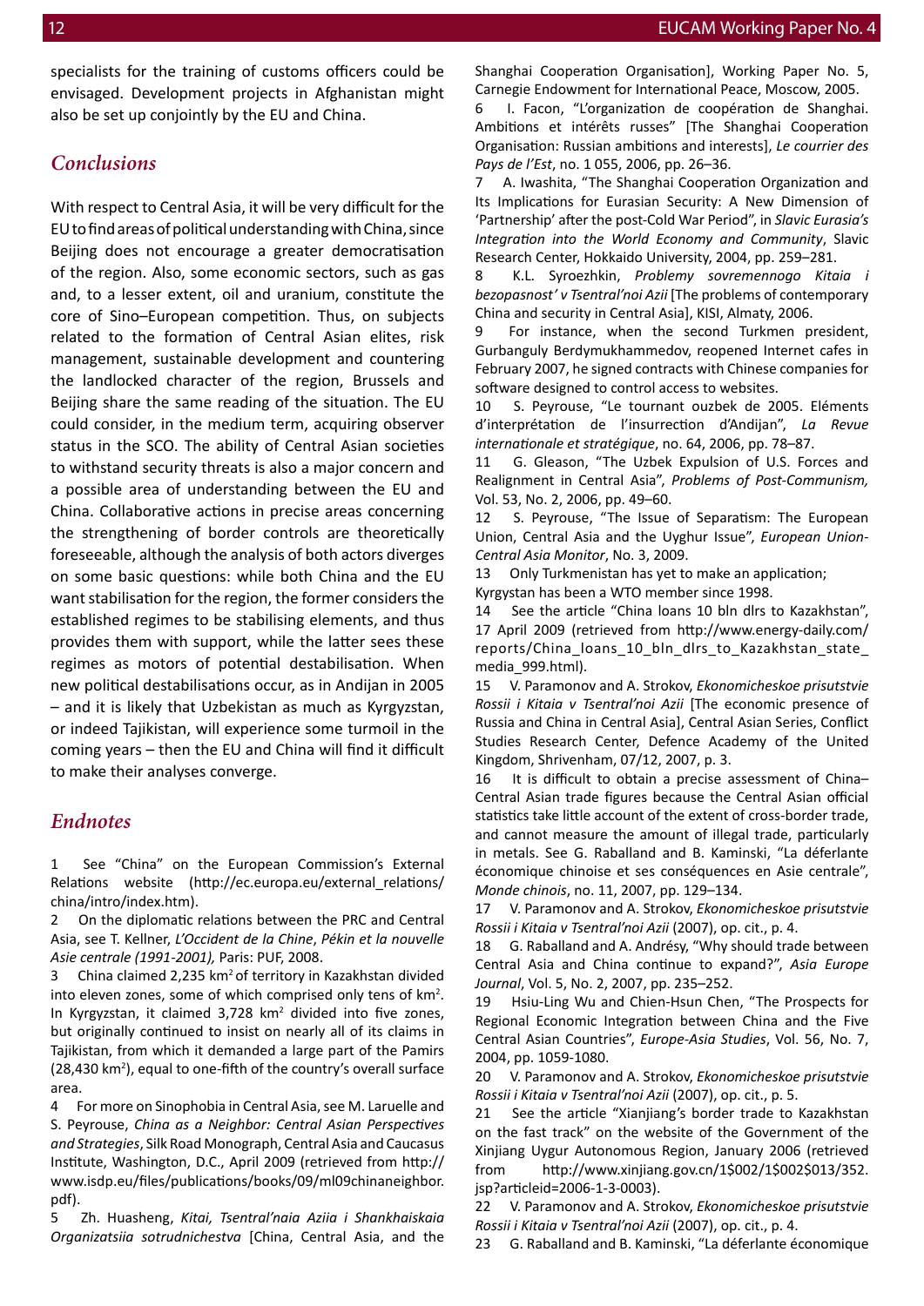specialists for the training of customs officers could be envisaged. Development projects in Afghanistan might also be set up conjointly by the EU and China.

## Conclusions

With respect to Central Asia, it will be very difficult for the EU to find areas of political understanding with China, since Beijing does not encourage a greater democratisation of the region. Also, some economic sectors, such as gas and, to a lesser extent, oil and uranium, constitute the core of Sino–European competition. Thus, on subjects related to the formation of Central Asian elites, risk management, sustainable development and countering the landlocked character of the region, Brussels and Beijing share the same reading of the situation. The EU could consider, in the medium term, acquiring observer status in the SCO. The ability of Central Asian societies to withstand security threats is also a major concern and a possible area of understanding between the EU and China. Collaborative actions in precise areas concerning the strengthening of border controls are theoretically foreseeable, although the analysis of both actors diverges on some basic questions: while both China and the EU want stabilisation for the region, the former considers the established regimes to be stabilising elements, and thus provides them with support, while the latter sees these regimes as motors of potential destabilisation. When new political destabilisations occur, as in Andijan in 2005 – and it is likely that Uzbekistan as much as Kyrgyzstan, or indeed Tajikistan, will experience some turmoil in the coming years – then the EU and China will find it difficult to make their analyses converge.

## Endnotes

1 See "China" on the European Commission's External Relations website (http://ec.europa.eu/external_relations/china/intro/index.htm).

2 On the diplomatic relations between the PRC and Central Asia, see T. Kellner, *L'Occident de la Chine*, *Pékin et la nouvelle Asie centrale (1991-2001),* Paris: PUF, 2008.

3 China claimed 2,235 km$^2$ of territory in Kazakhstan divided into eleven zones, some of which comprised only tens of km$^2$. In Kyrgyzstan, it claimed 3,728 km$^2$ divided into five zones, but originally continued to insist on nearly all of its claims in Tajikistan, from which it demanded a large part of the Pamirs (28,430 km$^2$), equal to one-fifth of the country's overall surface area.

4 For more on Sinophobia in Central Asia, see M. Laruelle and S. Peyrouse, *China as a Neighbor: Central Asian Perspectives and Strategies*, Silk Road Monograph, Central Asia and Caucasus Institute, Washington, D.C., April 2009 (retrieved from http://www.isdp.eu/files/publications/books/09/ml09chinaneighbor.pdf).

5 Zh. Huasheng, *Kitai, Tsentral'naia Aziia i Shankhaiskaia Organizatsiia sotrudnichestva* [China, Central Asia, and the Shanghai Cooperation Organisation], Working Paper No. 5, Carnegie Endowment for International Peace, Moscow, 2005.

6 I. Facon, "L'organization de coopération de Shanghai. Ambitions et intérêts russes" [The Shanghai Cooperation Organisation: Russian ambitions and interests], *Le courrier des Pays de l'Est*, no. 1 055, 2006, pp. 26–36.

7 A. Iwashita, "The Shanghai Cooperation Organization and Its Implications for Eurasian Security: A New Dimension of 'Partnership' after the post-Cold War Period", in *Slavic Eurasia's Integration into the World Economy and Community*, Slavic Research Center, Hokkaido University, 2004, pp. 259–281.

8 K.L. Syroezhkin, *Problemy sovremennogo Kitaia i bezopasnost' v Tsentral'noi Azii* [The problems of contemporary China and security in Central Asia], KISI, Almaty, 2006.

9 For instance, when the second Turkmen president, Gurbanguly Berdymukhammedov, reopened Internet cafes in February 2007, he signed contracts with Chinese companies for software designed to control access to websites.

10 S. Peyrouse, "Le tournant ouzbek de 2005. Eléments d'interprétation de l'insurrection d'Andijan", *La Revue internationale et stratégique*, no. 64, 2006, pp. 78–87.

11 G. Gleason, "The Uzbek Expulsion of U.S. Forces and Realignment in Central Asia", *Problems of Post-Communism,* Vol. 53, No. 2, 2006, pp. 49–60.

12 S. Peyrouse, "The Issue of Separatism: The European Union, Central Asia and the Uyghur Issue", *European Union-Central Asia Monitor*, No. 3, 2009.

13 Only Turkmenistan has yet to make an application; Kyrgyzstan has been a WTO member since 1998.

14 See the article "China loans 10 bln dlrs to Kazakhstan", 17 April 2009 (retrieved from http://www.energy-daily.com/reports/China_loans_10_bln_dlrs_to_Kazakhstan_state_media_999.html).

15 V. Paramonov and A. Strokov, *Ekonomicheskoe prisutstvie Rossii i Kitaia v Tsentral'noi Azii* [The economic presence of Russia and China in Central Asia], Central Asian Series, Conflict Studies Research Center, Defence Academy of the United Kingdom, Shrivenham, 07/12, 2007, p. 3.

16 It is difficult to obtain a precise assessment of China–Central Asian trade figures because the Central Asian official statistics take little account of the extent of cross-border trade, and cannot measure the amount of illegal trade, particularly in metals. See G. Raballand and B. Kaminski, "La déferlante économique chinoise et ses conséquences en Asie centrale", *Monde chinois*, no. 11, 2007, pp. 129–134.

17 V. Paramonov and A. Strokov, *Ekonomicheskoe prisutstvie Rossii i Kitaia v Tsentral'noi Azii* (2007), op. cit., p. 4.

18 G. Raballand and A. Andrésy, "Why should trade between Central Asia and China continue to expand?", *Asia Europe Journal*, Vol. 5, No. 2, 2007, pp. 235–252.

19 Hsiu-Ling Wu and Chien-Hsun Chen, "The Prospects for Regional Economic Integration between China and the Five Central Asian Countries", *Europe-Asia Studies*, Vol. 56, No. 7, 2004, pp. 1059-1080.

20 V. Paramonov and A. Strokov, *Ekonomicheskoe prisutstvie Rossii i Kitaia v Tsentral'noi Azii* (2007), op. cit., p. 5.

21 See the article "Xianjiang's border trade to Kazakhstan on the fast track" on the website of the Government of the Xinjiang Uygur Autonomous Region, January 2006 (retrieved from http://www.xinjiang.gov.cn/1$002/1$002$013/352.jsp?articleid=2006-1-3-0003).

22 V. Paramonov and A. Strokov, *Ekonomicheskoe prisutstvie Rossii i Kitaia v Tsentral'noi Azii* (2007), op. cit., p. 4.

23 G. Raballand and B. Kaminski, "La déferlante économique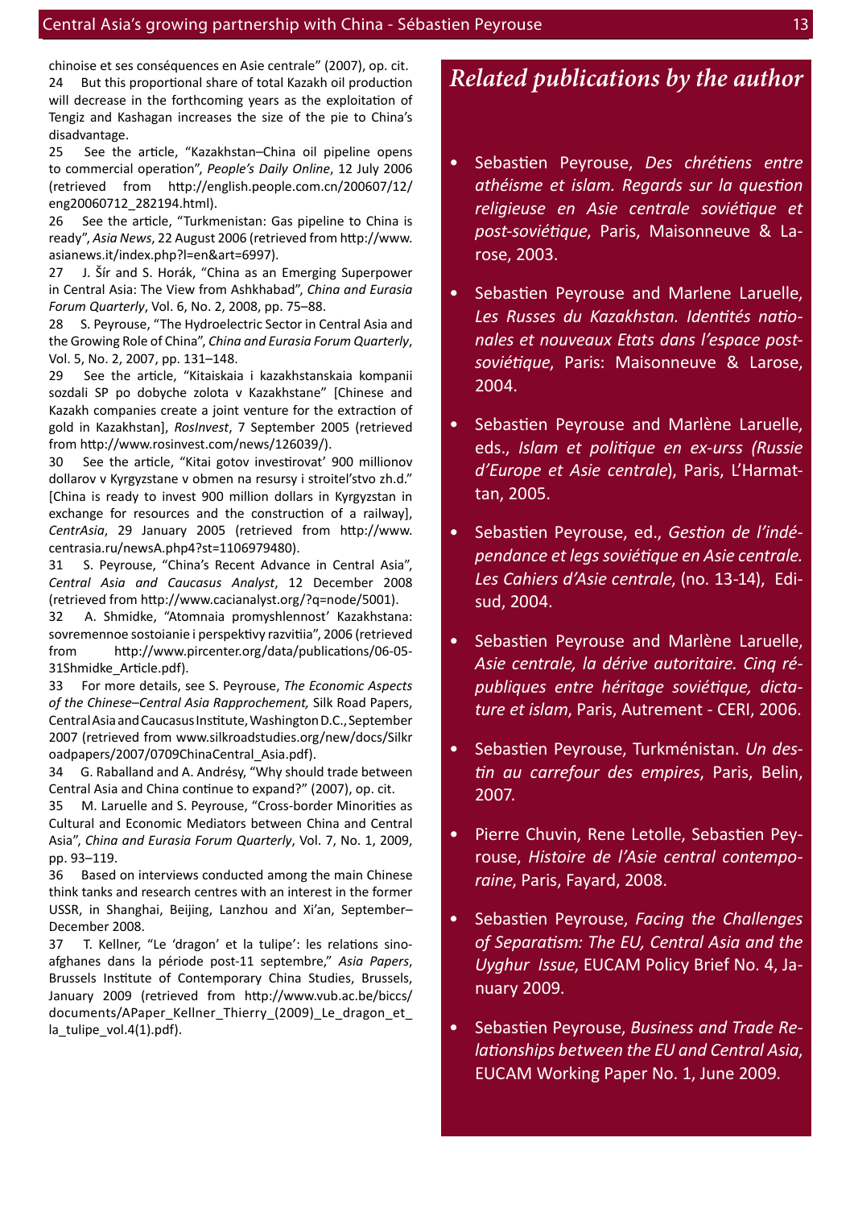chinoise et ses conséquences en Asie centrale" (2007), op. cit.

24 But this proportional share of total Kazakh oil production will decrease in the forthcoming years as the exploitation of Tengiz and Kashagan increases the size of the pie to China's disadvantage.

25 See the article, "Kazakhstan–China oil pipeline opens to commercial operation", *People's Daily Online*, 12 July 2006 (retrieved from http://english.people.com.cn/200607/12/eng20060712_282194.html).

26 See the article, "Turkmenistan: Gas pipeline to China is ready", *Asia News*, 22 August 2006 (retrieved from http://www.asianews.it/index.php?l=en&art=6997).

27 J. Šír and S. Horák, "China as an Emerging Superpower in Central Asia: The View from Ashkhabad", *China and Eurasia Forum Quarterly*, Vol. 6, No. 2, 2008, pp. 75–88.

28 S. Peyrouse, "The Hydroelectric Sector in Central Asia and the Growing Role of China", *China and Eurasia Forum Quarterly*, Vol. 5, No. 2, 2007, pp. 131–148.

29 See the article, "Kitaiskaia i kazakhstanskaia kompanii sozdali SP po dobyche zolota v Kazakhstane" [Chinese and Kazakh companies create a joint venture for the extraction of gold in Kazakhstan], *RosInvest*, 7 September 2005 (retrieved from http://www.rosinvest.com/news/126039/).

30 See the article, "Kitai gotov investirovat' 900 millionov dollarov v Kyrgyzstane v obmen na resursy i stroitel'stvo zh.d." [China is ready to invest 900 million dollars in Kyrgyzstan in exchange for resources and the construction of a railway], *CentrAsia*, 29 January 2005 (retrieved from http://www.centrasia.ru/newsA.php4?st=1106979480).

31 S. Peyrouse, "China's Recent Advance in Central Asia", *Central Asia and Caucasus Analyst*, 12 December 2008 (retrieved from http://www.cacianalyst.org/?q=node/5001).

32 A. Shmidke, "Atomnaia promyshlennost' Kazakhstana: sovremennoe sostoianie i perspektivy razvitiia", 2006 (retrieved from http://www.pircenter.org/data/publications/06-05-31Shmidke_Article.pdf).

33 For more details, see S. Peyrouse, *The Economic Aspects of the Chinese–Central Asia Rapprochement,* Silk Road Papers, Central Asia and Caucasus Institute, Washington D.C., September 2007 (retrieved from www.silkroadstudies.org/new/docs/Silkroadpapers/2007/0709ChinaCentral_Asia.pdf).

34 G. Raballand and A. Andrésy, "Why should trade between Central Asia and China continue to expand?" (2007), op. cit.

35 M. Laruelle and S. Peyrouse, "Cross-border Minorities as Cultural and Economic Mediators between China and Central Asia", *China and Eurasia Forum Quarterly*, Vol. 7, No. 1, 2009, pp. 93–119.

36 Based on interviews conducted among the main Chinese think tanks and research centres with an interest in the former USSR, in Shanghai, Beijing, Lanzhou and Xi'an, September–December 2008.

37 T. Kellner, "Le 'dragon' et la tulipe': les relations sino-afghanes dans la période post-11 septembre," *Asia Papers*, Brussels Institute of Contemporary China Studies, Brussels, January 2009 (retrieved from http://www.vub.ac.be/biccs/documents/APaper_Kellner_Thierry_(2009)_Le_dragon_et_la_tulipe_vol.4(1).pdf).

## *Related publications by the author*

- Sebastien Peyrouse, *Des chrétiens entre athéisme et islam. Regards sur la question religieuse en Asie centrale soviétique et post-soviétique*, Paris, Maisonneuve & Larose, 2003.
- Sebastien Peyrouse and Marlene Laruelle, *Les Russes du Kazakhstan. Identités nationales et nouveaux Etats dans l'espace post-soviétique*, Paris: Maisonneuve & Larose, 2004.
- Sebastien Peyrouse and Marlène Laruelle, eds., *Islam et politique en ex-urss (Russie d'Europe et Asie centrale*), Paris, L'Harmattan, 2005.
- Sebastien Peyrouse, ed., *Gestion de l'indépendance et legs soviétique en Asie centrale. Les Cahiers d'Asie centrale*, (no. 13-14), Edisud, 2004.
- Sebastien Peyrouse and Marlène Laruelle, *Asie centrale, la dérive autoritaire. Cinq républiques entre héritage soviétique, dictature et islam*, Paris, Autrement - CERI, 2006.
- Sebastien Peyrouse, Turkménistan. *Un destin au carrefour des empires*, Paris, Belin, 2007.
- Pierre Chuvin, Rene Letolle, Sebastien Peyrouse, *Histoire de l'Asie central contemporaine*, Paris, Fayard, 2008.
- Sebastien Peyrouse, *Facing the Challenges of Separatism: The EU, Central Asia and the Uyghur Issue*, EUCAM Policy Brief No. 4, January 2009.
- Sebastien Peyrouse, *Business and Trade Relationships between the EU and Central Asia*, EUCAM Working Paper No. 1, June 2009.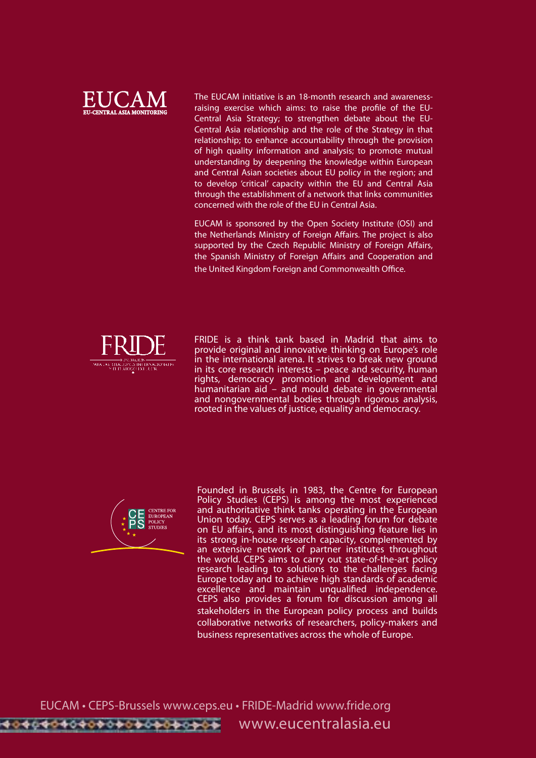**EUCAM**
EU-CENTRAL ASIA MONITORING

The EUCAM initiative is an 18-month research and awareness-raising exercise which aims: to raise the profile of the EU-Central Asia Strategy; to strengthen debate about the EU-Central Asia relationship and the role of the Strategy in that relationship; to enhance accountability through the provision of high quality information and analysis; to promote mutual understanding by deepening the knowledge within European and Central Asian societies about EU policy in the region; and to develop 'critical' capacity within the EU and Central Asia through the establishment of a network that links communities concerned with the role of the EU in Central Asia.

EUCAM is sponsored by the Open Society Institute (OSI) and the Netherlands Ministry of Foreign Affairs. The project is also supported by the Czech Republic Ministry of Foreign Affairs, the Spanish Ministry of Foreign Affairs and Cooperation and the United Kingdom Foreign and Commonwealth Office.

**FRIDE**

FRIDE is a think tank based in Madrid that aims to provide original and innovative thinking on Europe's role in the international arena. It strives to break new ground in its core research interests – peace and security, human rights, democracy promotion and development and humanitarian aid – and mould debate in governmental and nongovernmental bodies through rigorous analysis, rooted in the values of justice, equality and democracy.

**CEPS** CENTRE FOR EUROPEAN POLICY STUDIES

Founded in Brussels in 1983, the Centre for European Policy Studies (CEPS) is among the most experienced and authoritative think tanks operating in the European Union today. CEPS serves as a leading forum for debate on EU affairs, and its most distinguishing feature lies in its strong in-house research capacity, complemented by an extensive network of partner institutes throughout the world. CEPS aims to carry out state-of-the-art policy research leading to solutions to the challenges facing Europe today and to achieve high standards of academic excellence and maintain unqualified independence. CEPS also provides a forum for discussion among all stakeholders in the European policy process and builds collaborative networks of researchers, policy-makers and business representatives across the whole of Europe.

EUCAM • CEPS-Brussels www.ceps.eu • FRIDE-Madrid www.fride.org

www.eucentralasia.eu